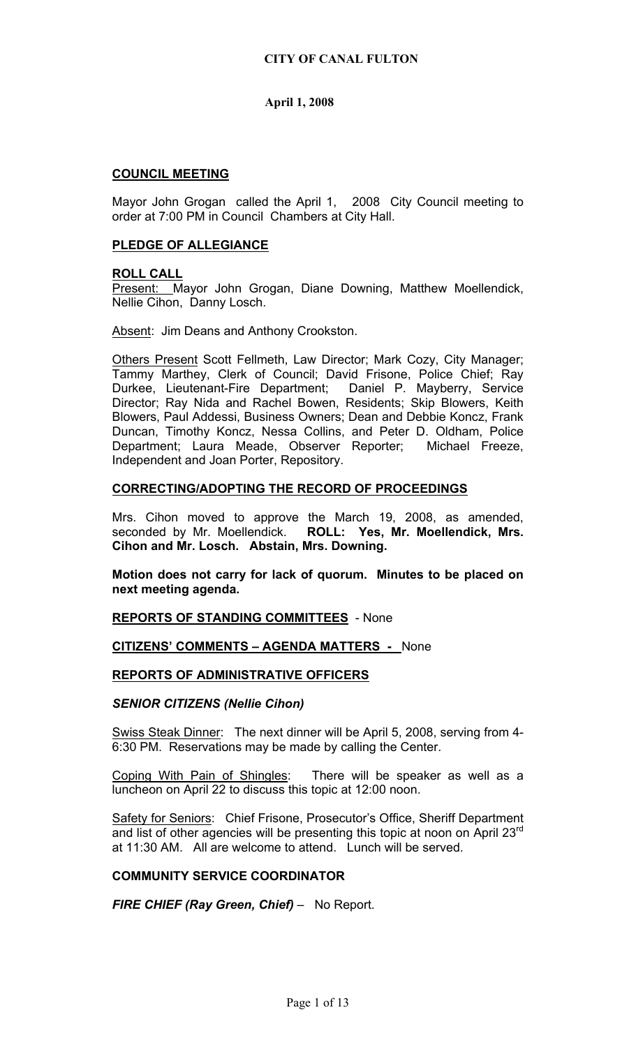**CITY OF CANAL FULTON**

**April 1, 2008**

## COUNCIL MEETING

Mayor John Grogan called the April 1, 2008 City Council meeting to order at 7:00 PM in Council Chambers at City Hall.

## PLEDGE OF ALLEGIANCE

## ROLL CALL

Present: Mayor John Grogan, Diane Downing, Matthew Moellendick, Nellie Cihon, Danny Losch.

Absent: Jim Deans and Anthony Crookston.

Others Present Scott Fellmeth, Law Director; Mark Cozy, City Manager; Tammy Marthey, Clerk of Council; David Frisone, Police Chief; Ray Durkee, Lieutenant-Fire Department; Daniel P. Mayberry, Service Director; Ray Nida and Rachel Bowen, Residents; Skip Blowers, Keith Blowers, Paul Addessi, Business Owners; Dean and Debbie Koncz, Frank Duncan, Timothy Koncz, Nessa Collins, and Peter D. Oldham, Police Department; Laura Meade, Observer Reporter; Michael Freeze, Independent and Joan Porter, Repository.

## CORRECTING/ADOPTING THE RECORD OF PROCEEDINGS

Mrs. Cihon moved to approve the March 19, 2008, as amended, seconded by Mr. Moellendick. **ROLL: Yes, Mr. Moellendick, Mrs. Cihon and Mr. Losch. Abstain, Mrs. Downing.**

**Motion does not carry for lack of quorum. Minutes to be placed on next meeting agenda.**

**REPORTS OF STANDING COMMITTEES** - None

**CITIZENS' COMMENTS – AGENDA MATTERS -** None

## REPORTS OF ADMINISTRATIVE OFFICERS

### *SENIOR CITIZENS (Nellie Cihon)*

Swiss Steak Dinner: The next dinner will be April 5, 2008, serving from 4-6:30 PM. Reservations may be made by calling the Center.

Coping With Pain of Shingles: There will be speaker as well as a luncheon on April 22 to discuss this topic at 12:00 noon.

Safety for Seniors: Chief Frisone, Prosecutor's Office, Sheriff Department and list of other agencies will be presenting this topic at noon on April 23rd at 11:30 AM. All are welcome to attend. Lunch will be served.

### COMMUNITY SERVICE COORDINATOR

***FIRE CHIEF (Ray Green, Chief)*** – No Report.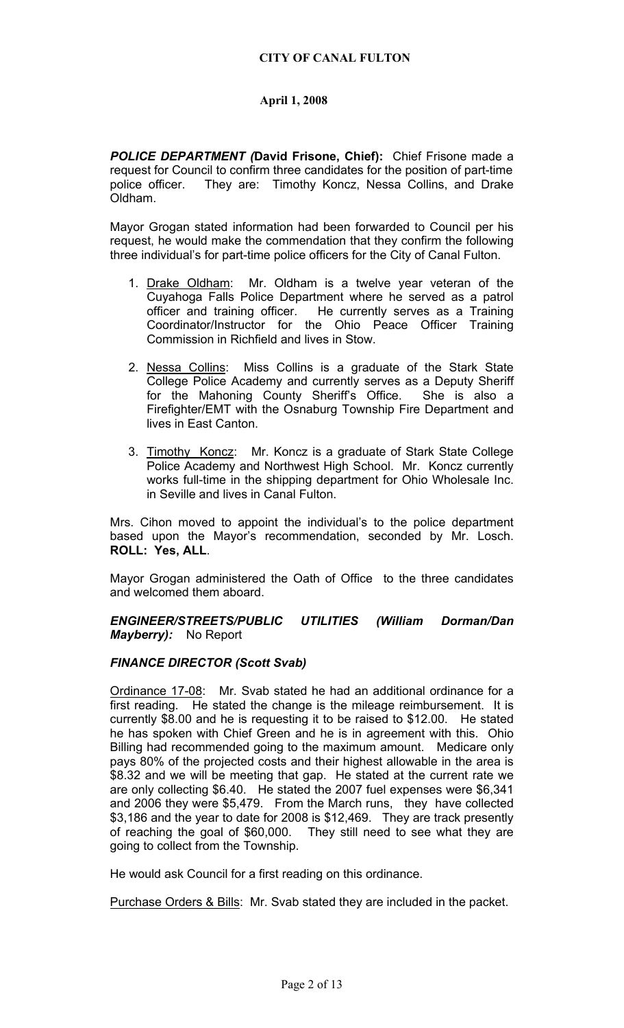**CITY OF CANAL FULTON**

**April 1, 2008**

***POLICE DEPARTMENT (*****David Frisone, Chief):** Chief Frisone made a request for Council to confirm three candidates for the position of part-time police officer. They are: Timothy Koncz, Nessa Collins, and Drake Oldham.

Mayor Grogan stated information had been forwarded to Council per his request, he would make the commendation that they confirm the following three individual's for part-time police officers for the City of Canal Fulton.

1. Drake Oldham: Mr. Oldham is a twelve year veteran of the Cuyahoga Falls Police Department where he served as a patrol officer and training officer. He currently serves as a Training Coordinator/Instructor for the Ohio Peace Officer Training Commission in Richfield and lives in Stow.

2. Nessa Collins: Miss Collins is a graduate of the Stark State College Police Academy and currently serves as a Deputy Sheriff for the Mahoning County Sheriff's Office. She is also a Firefighter/EMT with the Osnaburg Township Fire Department and lives in East Canton.

3. Timothy Koncz: Mr. Koncz is a graduate of Stark State College Police Academy and Northwest High School. Mr. Koncz currently works full-time in the shipping department for Ohio Wholesale Inc. in Seville and lives in Canal Fulton.

Mrs. Cihon moved to appoint the individual's to the police department based upon the Mayor's recommendation, seconded by Mr. Losch. **ROLL: Yes, ALL**.

Mayor Grogan administered the Oath of Office to the three candidates and welcomed them aboard.

***ENGINEER/STREETS/PUBLIC UTILITIES (William Dorman/Dan Mayberry):*** No Report

***FINANCE DIRECTOR (Scott Svab)***

Ordinance 17-08: Mr. Svab stated he had an additional ordinance for a first reading. He stated the change is the mileage reimbursement. It is currently $8.00 and he is requesting it to be raised to $12.00. He stated he has spoken with Chief Green and he is in agreement with this. Ohio Billing had recommended going to the maximum amount. Medicare only pays 80% of the projected costs and their highest allowable in the area is $8.32 and we will be meeting that gap. He stated at the current rate we are only collecting $6.40. He stated the 2007 fuel expenses were $6,341 and 2006 they were $5,479. From the March runs, they have collected $3,186 and the year to date for 2008 is $12,469. They are track presently of reaching the goal of $60,000. They still need to see what they are going to collect from the Township.

He would ask Council for a first reading on this ordinance.

Purchase Orders & Bills: Mr. Svab stated they are included in the packet.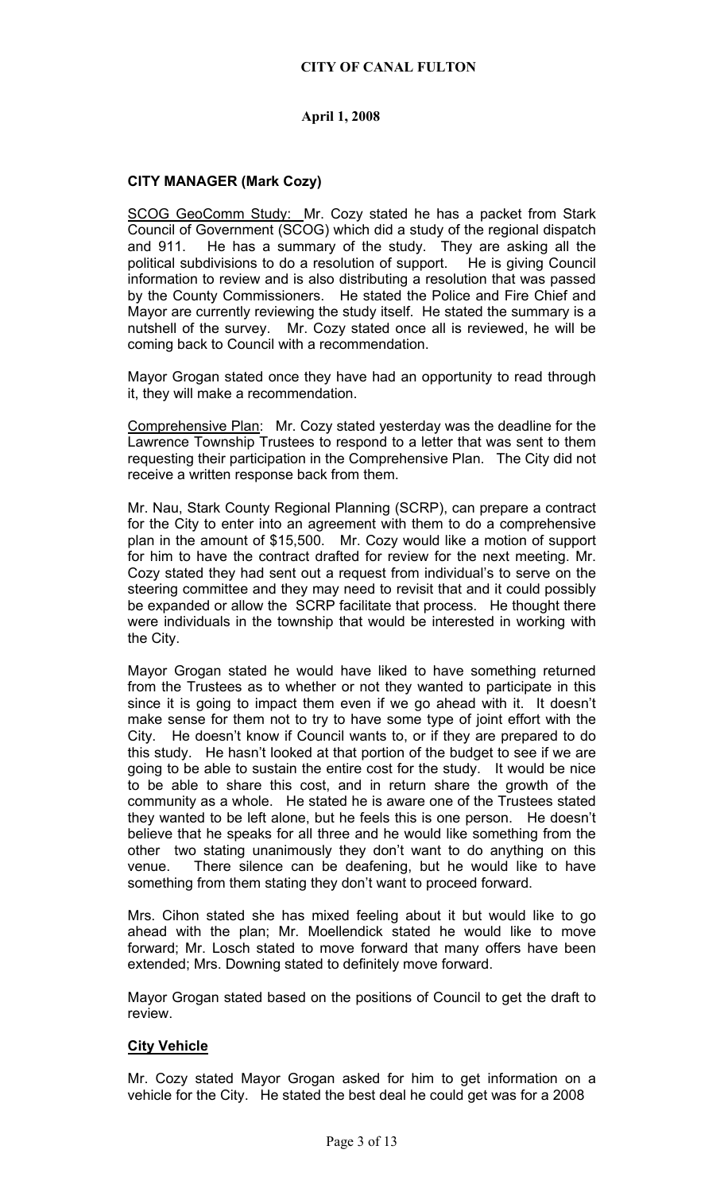**CITY OF CANAL FULTON**

**April 1, 2008**

## CITY MANAGER (Mark Cozy)

SCOG GeoComm Study: Mr. Cozy stated he has a packet from Stark Council of Government (SCOG) which did a study of the regional dispatch and 911. He has a summary of the study. They are asking all the political subdivisions to do a resolution of support. He is giving Council information to review and is also distributing a resolution that was passed by the County Commissioners. He stated the Police and Fire Chief and Mayor are currently reviewing the study itself. He stated the summary is a nutshell of the survey. Mr. Cozy stated once all is reviewed, he will be coming back to Council with a recommendation.

Mayor Grogan stated once they have had an opportunity to read through it, they will make a recommendation.

Comprehensive Plan: Mr. Cozy stated yesterday was the deadline for the Lawrence Township Trustees to respond to a letter that was sent to them requesting their participation in the Comprehensive Plan. The City did not receive a written response back from them.

Mr. Nau, Stark County Regional Planning (SCRP), can prepare a contract for the City to enter into an agreement with them to do a comprehensive plan in the amount of $15,500. Mr. Cozy would like a motion of support for him to have the contract drafted for review for the next meeting. Mr. Cozy stated they had sent out a request from individual's to serve on the steering committee and they may need to revisit that and it could possibly be expanded or allow the SCRP facilitate that process. He thought there were individuals in the township that would be interested in working with the City.

Mayor Grogan stated he would have liked to have something returned from the Trustees as to whether or not they wanted to participate in this since it is going to impact them even if we go ahead with it. It doesn't make sense for them not to try to have some type of joint effort with the City. He doesn't know if Council wants to, or if they are prepared to do this study. He hasn't looked at that portion of the budget to see if we are going to be able to sustain the entire cost for the study. It would be nice to be able to share this cost, and in return share the growth of the community as a whole. He stated he is aware one of the Trustees stated they wanted to be left alone, but he feels this is one person. He doesn't believe that he speaks for all three and he would like something from the other two stating unanimously they don't want to do anything on this venue. There silence can be deafening, but he would like to have something from them stating they don't want to proceed forward.

Mrs. Cihon stated she has mixed feeling about it but would like to go ahead with the plan; Mr. Moellendick stated he would like to move forward; Mr. Losch stated to move forward that many offers have been extended; Mrs. Downing stated to definitely move forward.

Mayor Grogan stated based on the positions of Council to get the draft to review.

## City Vehicle

Mr. Cozy stated Mayor Grogan asked for him to get information on a vehicle for the City. He stated the best deal he could get was for a 2008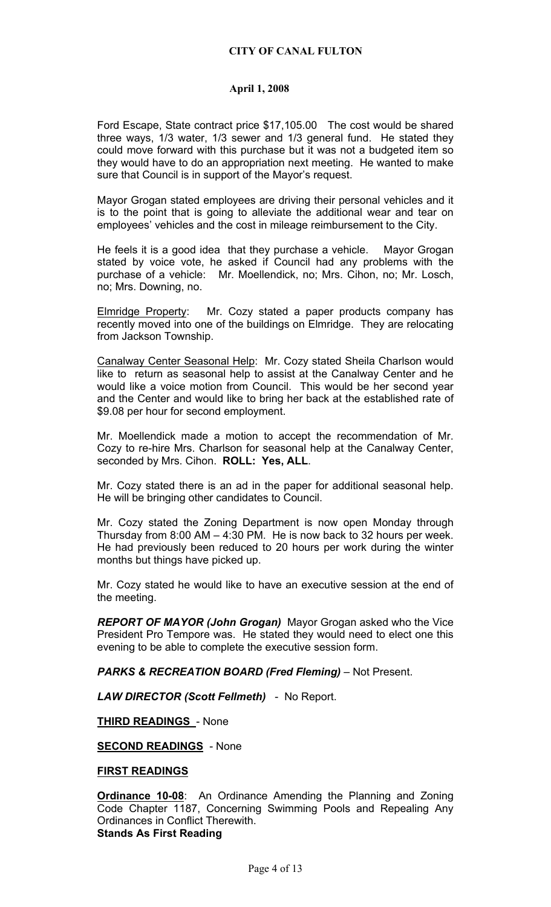Ford Escape, State contract price $17,105.00 The cost would be shared three ways, 1/3 water, 1/3 sewer and 1/3 general fund. He stated they could move forward with this purchase but it was not a budgeted item so they would have to do an appropriation next meeting. He wanted to make sure that Council is in support of the Mayor's request.

Mayor Grogan stated employees are driving their personal vehicles and it is to the point that is going to alleviate the additional wear and tear on employees' vehicles and the cost in mileage reimbursement to the City.

He feels it is a good idea that they purchase a vehicle. Mayor Grogan stated by voice vote, he asked if Council had any problems with the purchase of a vehicle: Mr. Moellendick, no; Mrs. Cihon, no; Mr. Losch, no; Mrs. Downing, no.

<u>Elmridge Property</u>: Mr. Cozy stated a paper products company has recently moved into one of the buildings on Elmridge. They are relocating from Jackson Township.

<u>Canalway Center Seasonal Help</u>: Mr. Cozy stated Sheila Charlson would like to return as seasonal help to assist at the Canalway Center and he would like a voice motion from Council. This would be her second year and the Center and would like to bring her back at the established rate of $9.08 per hour for second employment.

Mr. Moellendick made a motion to accept the recommendation of Mr. Cozy to re-hire Mrs. Charlson for seasonal help at the Canalway Center, seconded by Mrs. Cihon. **ROLL: Yes, ALL**.

Mr. Cozy stated there is an ad in the paper for additional seasonal help. He will be bringing other candidates to Council.

Mr. Cozy stated the Zoning Department is now open Monday through Thursday from 8:00 AM – 4:30 PM. He is now back to 32 hours per week. He had previously been reduced to 20 hours per work during the winter months but things have picked up.

Mr. Cozy stated he would like to have an executive session at the end of the meeting.

***REPORT OF MAYOR (John Grogan)*** Mayor Grogan asked who the Vice President Pro Tempore was. He stated they would need to elect one this evening to be able to complete the executive session form.

***PARKS & RECREATION BOARD (Fred Fleming)*** – Not Present.

***LAW DIRECTOR (Scott Fellmeth)*** - No Report.

**<u>THIRD READINGS</u>** - None

**<u>SECOND READINGS</u>** - None

**<u>FIRST READINGS</u>**

**<u>Ordinance 10-08</u>**: An Ordinance Amending the Planning and Zoning Code Chapter 1187, Concerning Swimming Pools and Repealing Any Ordinances in Conflict Therewith.
**Stands As First Reading**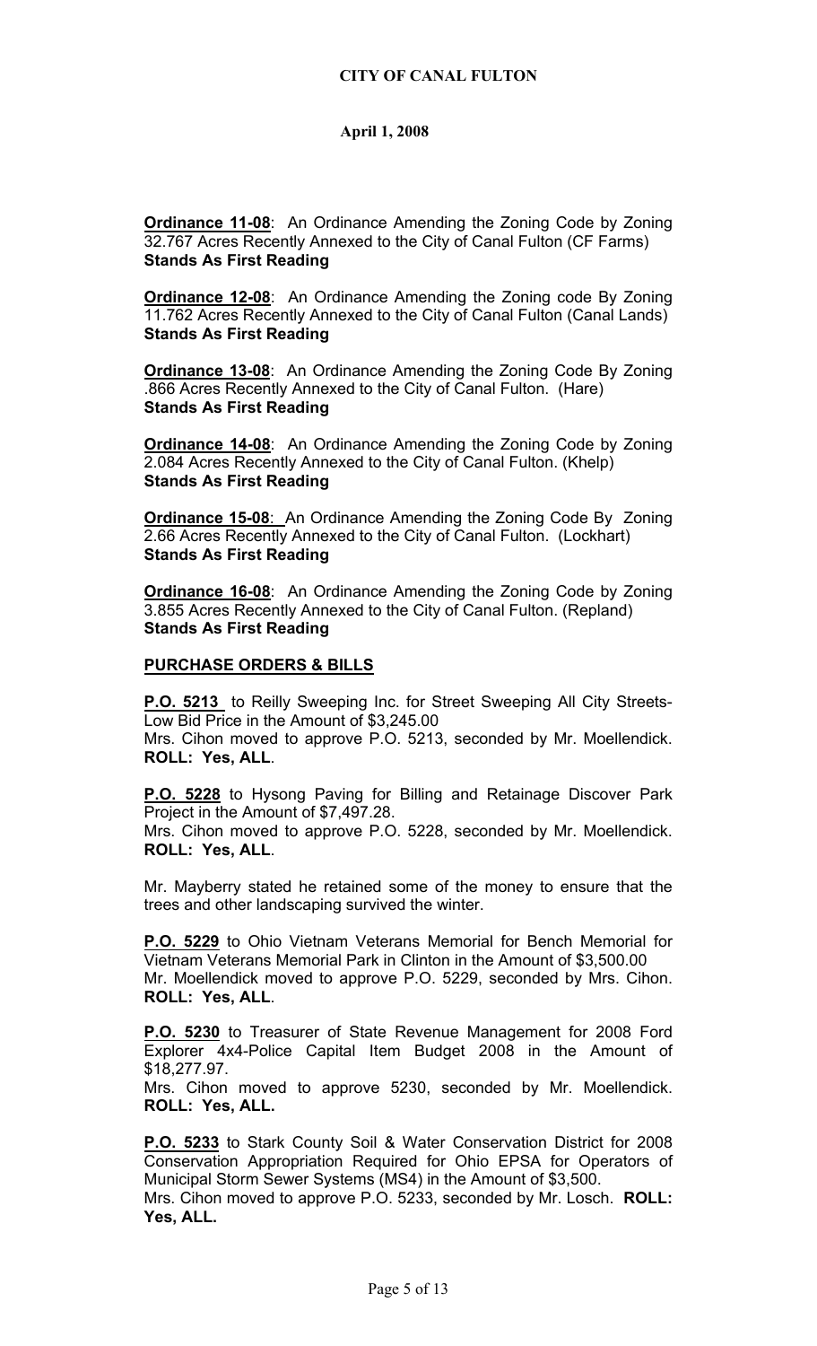**CITY OF CANAL FULTON**

**April 1, 2008**

**Ordinance 11-08**: An Ordinance Amending the Zoning Code by Zoning 32.767 Acres Recently Annexed to the City of Canal Fulton (CF Farms)
**Stands As First Reading**

**Ordinance 12-08**: An Ordinance Amending the Zoning code By Zoning 11.762 Acres Recently Annexed to the City of Canal Fulton (Canal Lands)
**Stands As First Reading**

**Ordinance 13-08**: An Ordinance Amending the Zoning Code By Zoning .866 Acres Recently Annexed to the City of Canal Fulton. (Hare)
**Stands As First Reading**

**Ordinance 14-08**: An Ordinance Amending the Zoning Code by Zoning 2.084 Acres Recently Annexed to the City of Canal Fulton. (Khelp)
**Stands As First Reading**

**Ordinance 15-08**: An Ordinance Amending the Zoning Code By Zoning 2.66 Acres Recently Annexed to the City of Canal Fulton. (Lockhart)
**Stands As First Reading**

**Ordinance 16-08**: An Ordinance Amending the Zoning Code by Zoning 3.855 Acres Recently Annexed to the City of Canal Fulton. (Repland)
**Stands As First Reading**

**PURCHASE ORDERS & BILLS**

**P.O. 5213** to Reilly Sweeping Inc. for Street Sweeping All City Streets-Low Bid Price in the Amount of $3,245.00
Mrs. Cihon moved to approve P.O. 5213, seconded by Mr. Moellendick.
**ROLL: Yes, ALL**.

**P.O. 5228** to Hysong Paving for Billing and Retainage Discover Park Project in the Amount of $7,497.28.
Mrs. Cihon moved to approve P.O. 5228, seconded by Mr. Moellendick.
**ROLL: Yes, ALL**.

Mr. Mayberry stated he retained some of the money to ensure that the trees and other landscaping survived the winter.

**P.O. 5229** to Ohio Vietnam Veterans Memorial for Bench Memorial for Vietnam Veterans Memorial Park in Clinton in the Amount of $3,500.00
Mr. Moellendick moved to approve P.O. 5229, seconded by Mrs. Cihon.
**ROLL: Yes, ALL**.

**P.O. 5230** to Treasurer of State Revenue Management for 2008 Ford Explorer 4x4-Police Capital Item Budget 2008 in the Amount of $18,277.97.
Mrs. Cihon moved to approve 5230, seconded by Mr. Moellendick.
**ROLL: Yes, ALL.**

**P.O. 5233** to Stark County Soil & Water Conservation District for 2008 Conservation Appropriation Required for Ohio EPSA for Operators of Municipal Storm Sewer Systems (MS4) in the Amount of $3,500.
Mrs. Cihon moved to approve P.O. 5233, seconded by Mr. Losch. **ROLL: Yes, ALL.**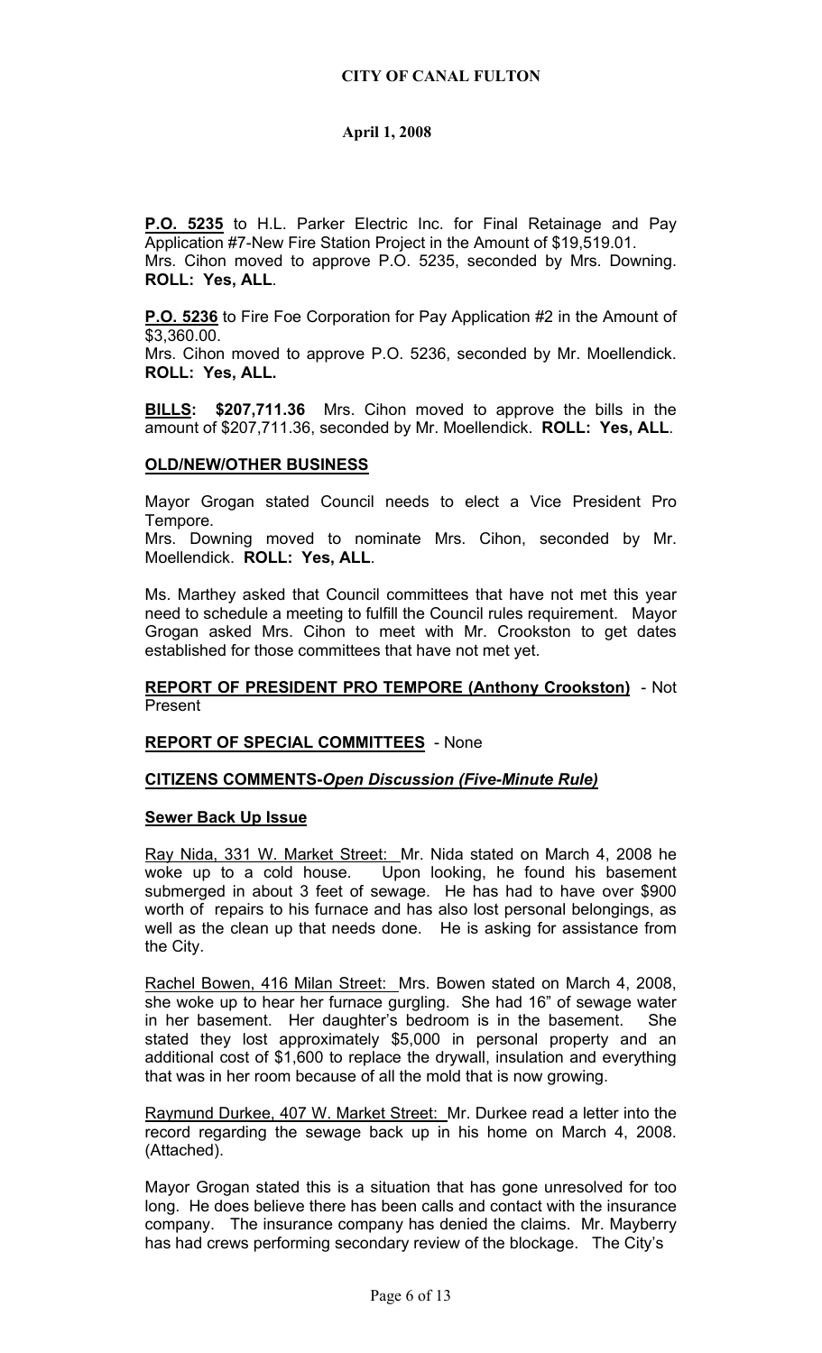**P.O. 5235** to H.L. Parker Electric Inc. for Final Retainage and Pay Application #7-New Fire Station Project in the Amount of $19,519.01.
Mrs. Cihon moved to approve P.O. 5235, seconded by Mrs. Downing. **ROLL: Yes, ALL**.

**P.O. 5236** to Fire Foe Corporation for Pay Application #2 in the Amount of $3,360.00.
Mrs. Cihon moved to approve P.O. 5236, seconded by Mr. Moellendick. **ROLL: Yes, ALL.**

**BILLS: $207,711.36** Mrs. Cihon moved to approve the bills in the amount of $207,711.36, seconded by Mr. Moellendick. **ROLL: Yes, ALL**.

**OLD/NEW/OTHER BUSINESS**

Mayor Grogan stated Council needs to elect a Vice President Pro Tempore.
Mrs. Downing moved to nominate Mrs. Cihon, seconded by Mr. Moellendick. **ROLL: Yes, ALL**.

Ms. Marthey asked that Council committees that have not met this year need to schedule a meeting to fulfill the Council rules requirement. Mayor Grogan asked Mrs. Cihon to meet with Mr. Crookston to get dates established for those committees that have not met yet.

**REPORT OF PRESIDENT PRO TEMPORE (Anthony Crookston)** - Not Present

**REPORT OF SPECIAL COMMITTEES** - None

**CITIZENS COMMENTS-*Open Discussion (Five-Minute Rule)***

**Sewer Back Up Issue**

Ray Nida, 331 W. Market Street: Mr. Nida stated on March 4, 2008 he woke up to a cold house. Upon looking, he found his basement submerged in about 3 feet of sewage. He has had to have over $900 worth of repairs to his furnace and has also lost personal belongings, as well as the clean up that needs done. He is asking for assistance from the City.

Rachel Bowen, 416 Milan Street: Mrs. Bowen stated on March 4, 2008, she woke up to hear her furnace gurgling. She had 16" of sewage water in her basement. Her daughter's bedroom is in the basement. She stated they lost approximately $5,000 in personal property and an additional cost of $1,600 to replace the drywall, insulation and everything that was in her room because of all the mold that is now growing.

Raymund Durkee, 407 W. Market Street: Mr. Durkee read a letter into the record regarding the sewage back up in his home on March 4, 2008. (Attached).

Mayor Grogan stated this is a situation that has gone unresolved for too long. He does believe there has been calls and contact with the insurance company. The insurance company has denied the claims. Mr. Mayberry has had crews performing secondary review of the blockage. The City's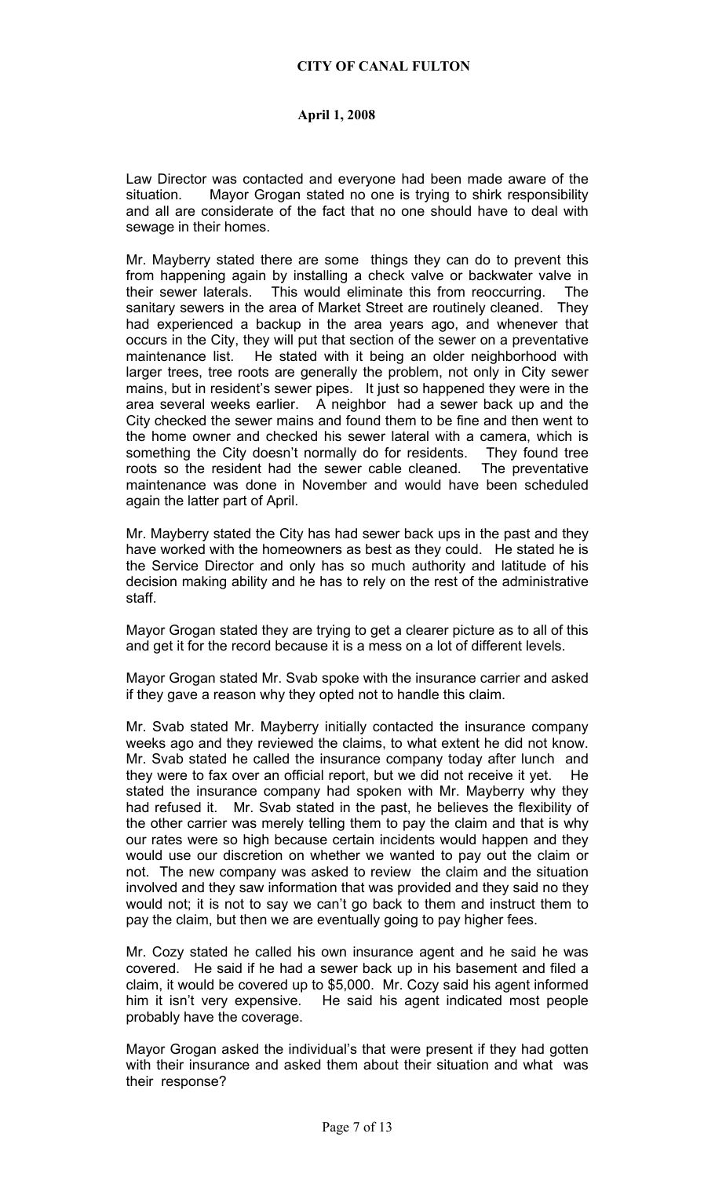**CITY OF CANAL FULTON**

**April 1, 2008**

Law Director was contacted and everyone had been made aware of the situation. Mayor Grogan stated no one is trying to shirk responsibility and all are considerate of the fact that no one should have to deal with sewage in their homes.

Mr. Mayberry stated there are some things they can do to prevent this from happening again by installing a check valve or backwater valve in their sewer laterals. This would eliminate this from reoccurring. The sanitary sewers in the area of Market Street are routinely cleaned. They had experienced a backup in the area years ago, and whenever that occurs in the City, they will put that section of the sewer on a preventative maintenance list. He stated with it being an older neighborhood with larger trees, tree roots are generally the problem, not only in City sewer mains, but in resident's sewer pipes. It just so happened they were in the area several weeks earlier. A neighbor had a sewer back up and the City checked the sewer mains and found them to be fine and then went to the home owner and checked his sewer lateral with a camera, which is something the City doesn't normally do for residents. They found tree roots so the resident had the sewer cable cleaned. The preventative maintenance was done in November and would have been scheduled again the latter part of April.

Mr. Mayberry stated the City has had sewer back ups in the past and they have worked with the homeowners as best as they could. He stated he is the Service Director and only has so much authority and latitude of his decision making ability and he has to rely on the rest of the administrative staff.

Mayor Grogan stated they are trying to get a clearer picture as to all of this and get it for the record because it is a mess on a lot of different levels.

Mayor Grogan stated Mr. Svab spoke with the insurance carrier and asked if they gave a reason why they opted not to handle this claim.

Mr. Svab stated Mr. Mayberry initially contacted the insurance company weeks ago and they reviewed the claims, to what extent he did not know. Mr. Svab stated he called the insurance company today after lunch and they were to fax over an official report, but we did not receive it yet. He stated the insurance company had spoken with Mr. Mayberry why they had refused it. Mr. Svab stated in the past, he believes the flexibility of the other carrier was merely telling them to pay the claim and that is why our rates were so high because certain incidents would happen and they would use our discretion on whether we wanted to pay out the claim or not. The new company was asked to review the claim and the situation involved and they saw information that was provided and they said no they would not; it is not to say we can't go back to them and instruct them to pay the claim, but then we are eventually going to pay higher fees.

Mr. Cozy stated he called his own insurance agent and he said he was covered. He said if he had a sewer back up in his basement and filed a claim, it would be covered up to $5,000. Mr. Cozy said his agent informed him it isn't very expensive. He said his agent indicated most people probably have the coverage.

Mayor Grogan asked the individual's that were present if they had gotten with their insurance and asked them about their situation and what was their response?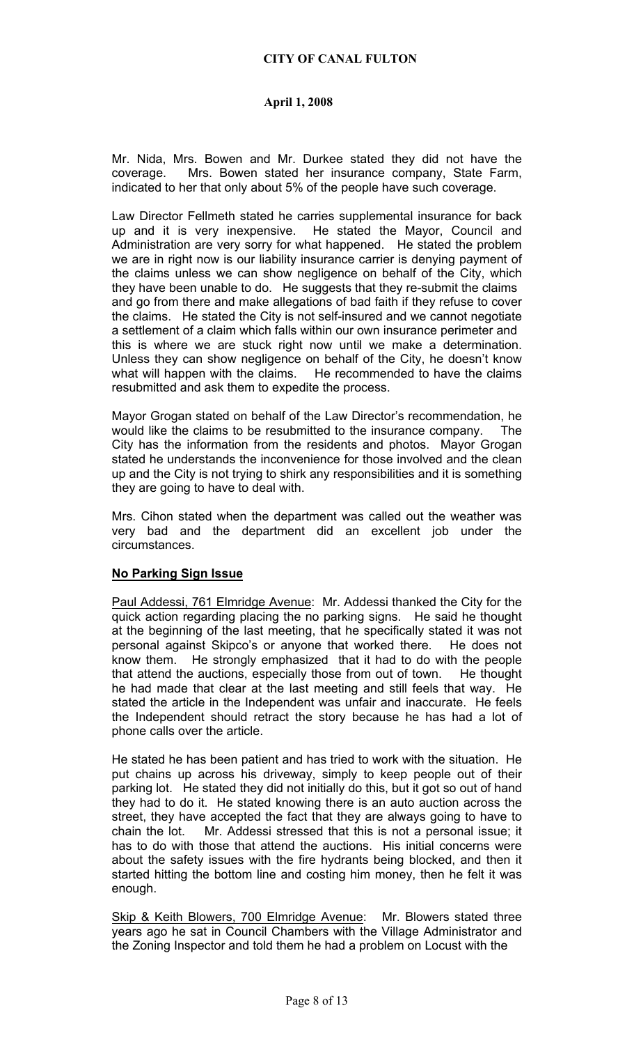Mr. Nida, Mrs. Bowen and Mr. Durkee stated they did not have the coverage. Mrs. Bowen stated her insurance company, State Farm, indicated to her that only about 5% of the people have such coverage.

Law Director Fellmeth stated he carries supplemental insurance for back up and it is very inexpensive. He stated the Mayor, Council and Administration are very sorry for what happened. He stated the problem we are in right now is our liability insurance carrier is denying payment of the claims unless we can show negligence on behalf of the City, which they have been unable to do. He suggests that they re-submit the claims and go from there and make allegations of bad faith if they refuse to cover the claims. He stated the City is not self-insured and we cannot negotiate a settlement of a claim which falls within our own insurance perimeter and this is where we are stuck right now until we make a determination. Unless they can show negligence on behalf of the City, he doesn't know what will happen with the claims. He recommended to have the claims resubmitted and ask them to expedite the process.

Mayor Grogan stated on behalf of the Law Director's recommendation, he would like the claims to be resubmitted to the insurance company. The City has the information from the residents and photos. Mayor Grogan stated he understands the inconvenience for those involved and the clean up and the City is not trying to shirk any responsibilities and it is something they are going to have to deal with.

Mrs. Cihon stated when the department was called out the weather was very bad and the department did an excellent job under the circumstances.

**No Parking Sign Issue**

Paul Addessi, 761 Elmridge Avenue: Mr. Addessi thanked the City for the quick action regarding placing the no parking signs. He said he thought at the beginning of the last meeting, that he specifically stated it was not personal against Skipco's or anyone that worked there. He does not know them. He strongly emphasized that it had to do with the people that attend the auctions, especially those from out of town. He thought he had made that clear at the last meeting and still feels that way. He stated the article in the Independent was unfair and inaccurate. He feels the Independent should retract the story because he has had a lot of phone calls over the article.

He stated he has been patient and has tried to work with the situation. He put chains up across his driveway, simply to keep people out of their parking lot. He stated they did not initially do this, but it got so out of hand they had to do it. He stated knowing there is an auto auction across the street, they have accepted the fact that they are always going to have to chain the lot. Mr. Addessi stressed that this is not a personal issue; it has to do with those that attend the auctions. His initial concerns were about the safety issues with the fire hydrants being blocked, and then it started hitting the bottom line and costing him money, then he felt it was enough.

Skip & Keith Blowers, 700 Elmridge Avenue: Mr. Blowers stated three years ago he sat in Council Chambers with the Village Administrator and the Zoning Inspector and told them he had a problem on Locust with the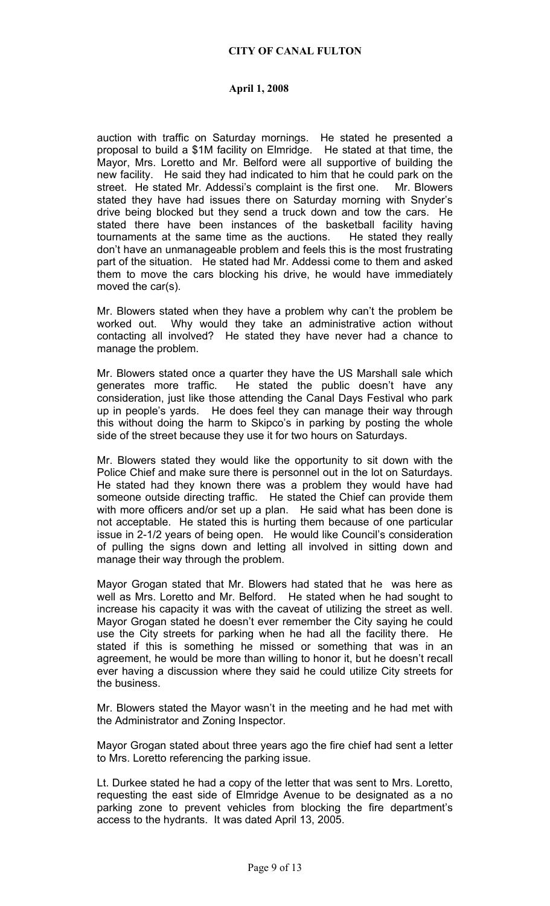auction with traffic on Saturday mornings. He stated he presented a proposal to build a $1M facility on Elmridge. He stated at that time, the Mayor, Mrs. Loretto and Mr. Belford were all supportive of building the new facility. He said they had indicated to him that he could park on the street. He stated Mr. Addessi's complaint is the first one. Mr. Blowers stated they have had issues there on Saturday morning with Snyder's drive being blocked but they send a truck down and tow the cars. He stated there have been instances of the basketball facility having tournaments at the same time as the auctions. He stated they really don't have an unmanageable problem and feels this is the most frustrating part of the situation. He stated had Mr. Addessi come to them and asked them to move the cars blocking his drive, he would have immediately moved the car(s).

Mr. Blowers stated when they have a problem why can't the problem be worked out. Why would they take an administrative action without contacting all involved? He stated they have never had a chance to manage the problem.

Mr. Blowers stated once a quarter they have the US Marshall sale which generates more traffic. He stated the public doesn't have any consideration, just like those attending the Canal Days Festival who park up in people's yards. He does feel they can manage their way through this without doing the harm to Skipco's in parking by posting the whole side of the street because they use it for two hours on Saturdays.

Mr. Blowers stated they would like the opportunity to sit down with the Police Chief and make sure there is personnel out in the lot on Saturdays. He stated had they known there was a problem they would have had someone outside directing traffic. He stated the Chief can provide them with more officers and/or set up a plan. He said what has been done is not acceptable. He stated this is hurting them because of one particular issue in 2-1/2 years of being open. He would like Council's consideration of pulling the signs down and letting all involved in sitting down and manage their way through the problem.

Mayor Grogan stated that Mr. Blowers had stated that he was here as well as Mrs. Loretto and Mr. Belford. He stated when he had sought to increase his capacity it was with the caveat of utilizing the street as well. Mayor Grogan stated he doesn't ever remember the City saying he could use the City streets for parking when he had all the facility there. He stated if this is something he missed or something that was in an agreement, he would be more than willing to honor it, but he doesn't recall ever having a discussion where they said he could utilize City streets for the business.

Mr. Blowers stated the Mayor wasn't in the meeting and he had met with the Administrator and Zoning Inspector.

Mayor Grogan stated about three years ago the fire chief had sent a letter to Mrs. Loretto referencing the parking issue.

Lt. Durkee stated he had a copy of the letter that was sent to Mrs. Loretto, requesting the east side of Elmridge Avenue to be designated as a no parking zone to prevent vehicles from blocking the fire department's access to the hydrants. It was dated April 13, 2005.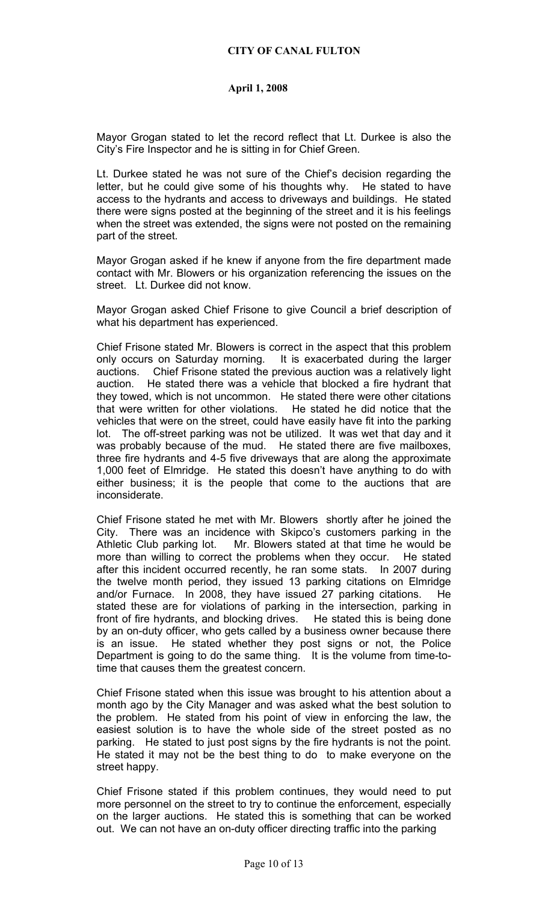**CITY OF CANAL FULTON**

**April 1, 2008**

Mayor Grogan stated to let the record reflect that Lt. Durkee is also the City's Fire Inspector and he is sitting in for Chief Green.

Lt. Durkee stated he was not sure of the Chief's decision regarding the letter, but he could give some of his thoughts why. He stated to have access to the hydrants and access to driveways and buildings. He stated there were signs posted at the beginning of the street and it is his feelings when the street was extended, the signs were not posted on the remaining part of the street.

Mayor Grogan asked if he knew if anyone from the fire department made contact with Mr. Blowers or his organization referencing the issues on the street. Lt. Durkee did not know.

Mayor Grogan asked Chief Frisone to give Council a brief description of what his department has experienced.

Chief Frisone stated Mr. Blowers is correct in the aspect that this problem only occurs on Saturday morning. It is exacerbated during the larger auctions. Chief Frisone stated the previous auction was a relatively light auction. He stated there was a vehicle that blocked a fire hydrant that they towed, which is not uncommon. He stated there were other citations that were written for other violations. He stated he did notice that the vehicles that were on the street, could have easily have fit into the parking lot. The off-street parking was not be utilized. It was wet that day and it was probably because of the mud. He stated there are five mailboxes, three fire hydrants and 4-5 five driveways that are along the approximate 1,000 feet of Elmridge. He stated this doesn't have anything to do with either business; it is the people that come to the auctions that are inconsiderate.

Chief Frisone stated he met with Mr. Blowers shortly after he joined the City. There was an incidence with Skipco's customers parking in the Athletic Club parking lot. Mr. Blowers stated at that time he would be more than willing to correct the problems when they occur. He stated after this incident occurred recently, he ran some stats. In 2007 during the twelve month period, they issued 13 parking citations on Elmridge and/or Furnace. In 2008, they have issued 27 parking citations. He stated these are for violations of parking in the intersection, parking in front of fire hydrants, and blocking drives. He stated this is being done by an on-duty officer, who gets called by a business owner because there is an issue. He stated whether they post signs or not, the Police Department is going to do the same thing. It is the volume from time-to-time that causes them the greatest concern.

Chief Frisone stated when this issue was brought to his attention about a month ago by the City Manager and was asked what the best solution to the problem. He stated from his point of view in enforcing the law, the easiest solution is to have the whole side of the street posted as no parking. He stated to just post signs by the fire hydrants is not the point. He stated it may not be the best thing to do to make everyone on the street happy.

Chief Frisone stated if this problem continues, they would need to put more personnel on the street to try to continue the enforcement, especially on the larger auctions. He stated this is something that can be worked out. We can not have an on-duty officer directing traffic into the parking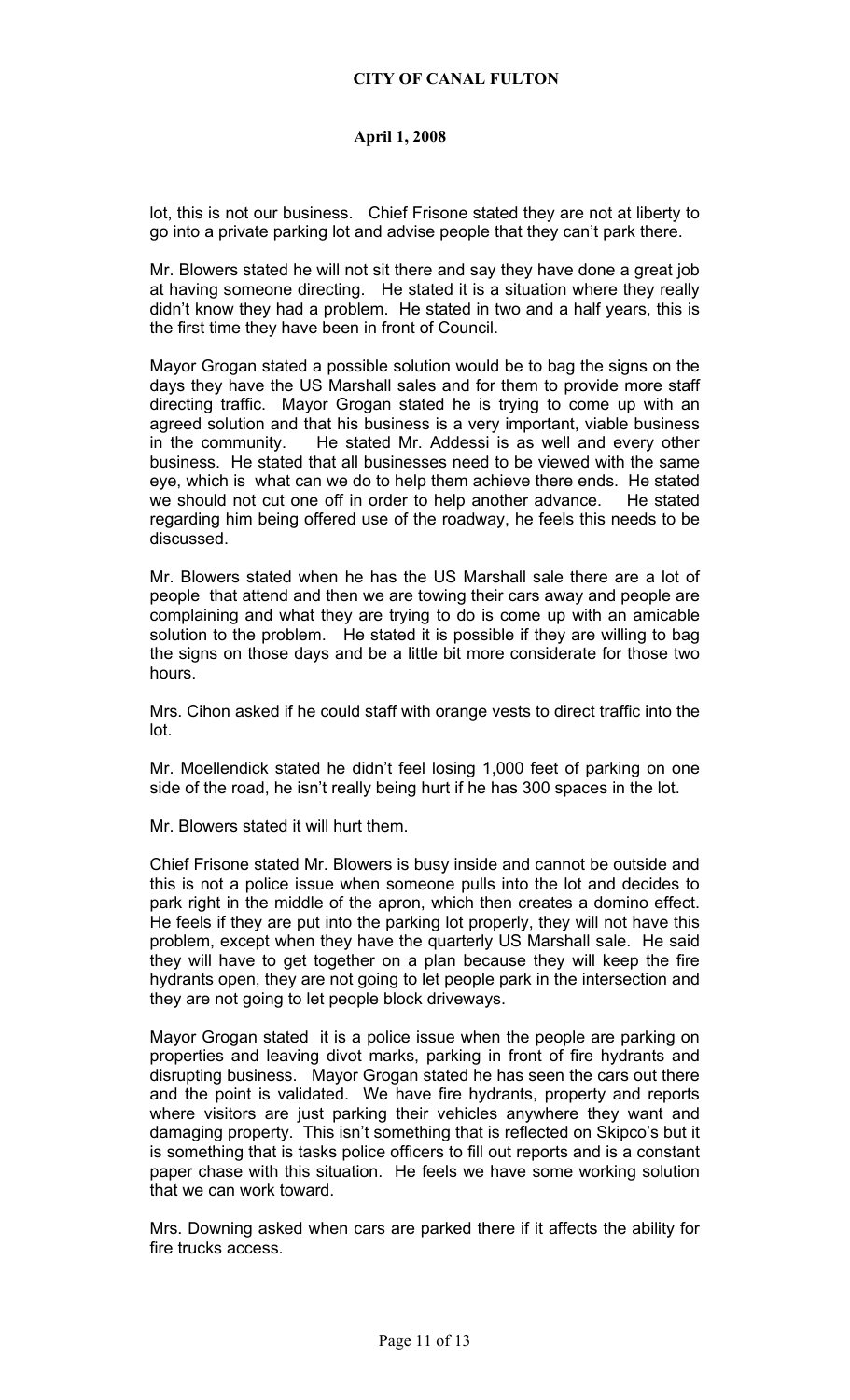lot, this is not our business. Chief Frisone stated they are not at liberty to go into a private parking lot and advise people that they can't park there.

Mr. Blowers stated he will not sit there and say they have done a great job at having someone directing. He stated it is a situation where they really didn't know they had a problem. He stated in two and a half years, this is the first time they have been in front of Council.

Mayor Grogan stated a possible solution would be to bag the signs on the days they have the US Marshall sales and for them to provide more staff directing traffic. Mayor Grogan stated he is trying to come up with an agreed solution and that his business is a very important, viable business in the community. He stated Mr. Addessi is as well and every other business. He stated that all businesses need to be viewed with the same eye, which is what can we do to help them achieve there ends. He stated we should not cut one off in order to help another advance. He stated regarding him being offered use of the roadway, he feels this needs to be discussed.

Mr. Blowers stated when he has the US Marshall sale there are a lot of people that attend and then we are towing their cars away and people are complaining and what they are trying to do is come up with an amicable solution to the problem. He stated it is possible if they are willing to bag the signs on those days and be a little bit more considerate for those two hours.

Mrs. Cihon asked if he could staff with orange vests to direct traffic into the lot.

Mr. Moellendick stated he didn't feel losing 1,000 feet of parking on one side of the road, he isn't really being hurt if he has 300 spaces in the lot.

Mr. Blowers stated it will hurt them.

Chief Frisone stated Mr. Blowers is busy inside and cannot be outside and this is not a police issue when someone pulls into the lot and decides to park right in the middle of the apron, which then creates a domino effect. He feels if they are put into the parking lot properly, they will not have this problem, except when they have the quarterly US Marshall sale. He said they will have to get together on a plan because they will keep the fire hydrants open, they are not going to let people park in the intersection and they are not going to let people block driveways.

Mayor Grogan stated it is a police issue when the people are parking on properties and leaving divot marks, parking in front of fire hydrants and disrupting business. Mayor Grogan stated he has seen the cars out there and the point is validated. We have fire hydrants, property and reports where visitors are just parking their vehicles anywhere they want and damaging property. This isn't something that is reflected on Skipco's but it is something that is tasks police officers to fill out reports and is a constant paper chase with this situation. He feels we have some working solution that we can work toward.

Mrs. Downing asked when cars are parked there if it affects the ability for fire trucks access.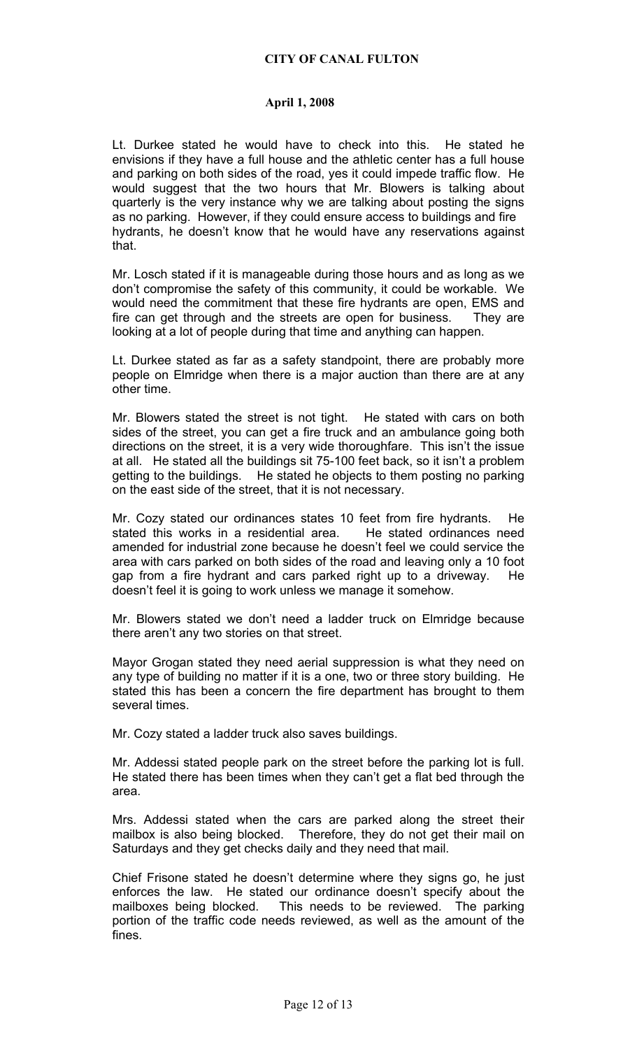**CITY OF CANAL FULTON**

**April 1, 2008**

Lt. Durkee stated he would have to check into this. He stated he envisions if they have a full house and the athletic center has a full house and parking on both sides of the road, yes it could impede traffic flow. He would suggest that the two hours that Mr. Blowers is talking about quarterly is the very instance why we are talking about posting the signs as no parking. However, if they could ensure access to buildings and fire hydrants, he doesn't know that he would have any reservations against that.

Mr. Losch stated if it is manageable during those hours and as long as we don't compromise the safety of this community, it could be workable. We would need the commitment that these fire hydrants are open, EMS and fire can get through and the streets are open for business. They are looking at a lot of people during that time and anything can happen.

Lt. Durkee stated as far as a safety standpoint, there are probably more people on Elmridge when there is a major auction than there are at any other time.

Mr. Blowers stated the street is not tight. He stated with cars on both sides of the street, you can get a fire truck and an ambulance going both directions on the street, it is a very wide thoroughfare. This isn't the issue at all. He stated all the buildings sit 75-100 feet back, so it isn't a problem getting to the buildings. He stated he objects to them posting no parking on the east side of the street, that it is not necessary.

Mr. Cozy stated our ordinances states 10 feet from fire hydrants. He stated this works in a residential area. He stated ordinances need amended for industrial zone because he doesn't feel we could service the area with cars parked on both sides of the road and leaving only a 10 foot gap from a fire hydrant and cars parked right up to a driveway. He doesn't feel it is going to work unless we manage it somehow.

Mr. Blowers stated we don't need a ladder truck on Elmridge because there aren't any two stories on that street.

Mayor Grogan stated they need aerial suppression is what they need on any type of building no matter if it is a one, two or three story building. He stated this has been a concern the fire department has brought to them several times.

Mr. Cozy stated a ladder truck also saves buildings.

Mr. Addessi stated people park on the street before the parking lot is full. He stated there has been times when they can't get a flat bed through the area.

Mrs. Addessi stated when the cars are parked along the street their mailbox is also being blocked. Therefore, they do not get their mail on Saturdays and they get checks daily and they need that mail.

Chief Frisone stated he doesn't determine where they signs go, he just enforces the law. He stated our ordinance doesn't specify about the mailboxes being blocked. This needs to be reviewed. The parking portion of the traffic code needs reviewed, as well as the amount of the fines.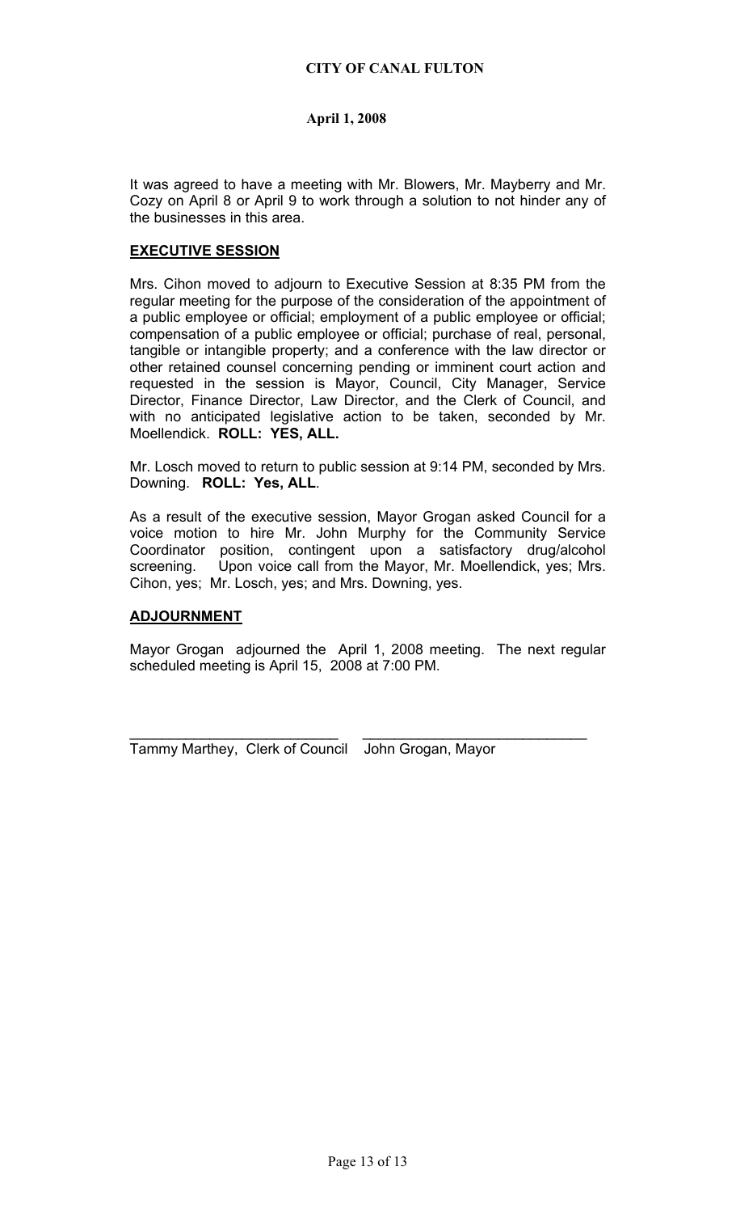It was agreed to have a meeting with Mr. Blowers, Mr. Mayberry and Mr. Cozy on April 8 or April 9 to work through a solution to not hinder any of the businesses in this area.

## EXECUTIVE SESSION

Mrs. Cihon moved to adjourn to Executive Session at 8:35 PM from the regular meeting for the purpose of the consideration of the appointment of a public employee or official; employment of a public employee or official; compensation of a public employee or official; purchase of real, personal, tangible or intangible property; and a conference with the law director or other retained counsel concerning pending or imminent court action and requested in the session is Mayor, Council, City Manager, Service Director, Finance Director, Law Director, and the Clerk of Council, and with no anticipated legislative action to be taken, seconded by Mr. Moellendick. **ROLL: YES, ALL.**

Mr. Losch moved to return to public session at 9:14 PM, seconded by Mrs. Downing. **ROLL: Yes, ALL**.

As a result of the executive session, Mayor Grogan asked Council for a voice motion to hire Mr. John Murphy for the Community Service Coordinator position, contingent upon a satisfactory drug/alcohol screening. Upon voice call from the Mayor, Mr. Moellendick, yes; Mrs. Cihon, yes; Mr. Losch, yes; and Mrs. Downing, yes.

## ADJOURNMENT

Mayor Grogan adjourned the April 1, 2008 meeting. The next regular scheduled meeting is April 15, 2008 at 7:00 PM.

\_\_\_\_\_\_\_\_\_\_\_\_\_\_\_\_\_\_\_\_\_\_\_\_\_\_ \_\_\_\_\_\_\_\_\_\_\_\_\_\_\_\_\_\_\_\_\_\_\_\_\_\_\_\_

Tammy Marthey, Clerk of Council John Grogan, Mayor